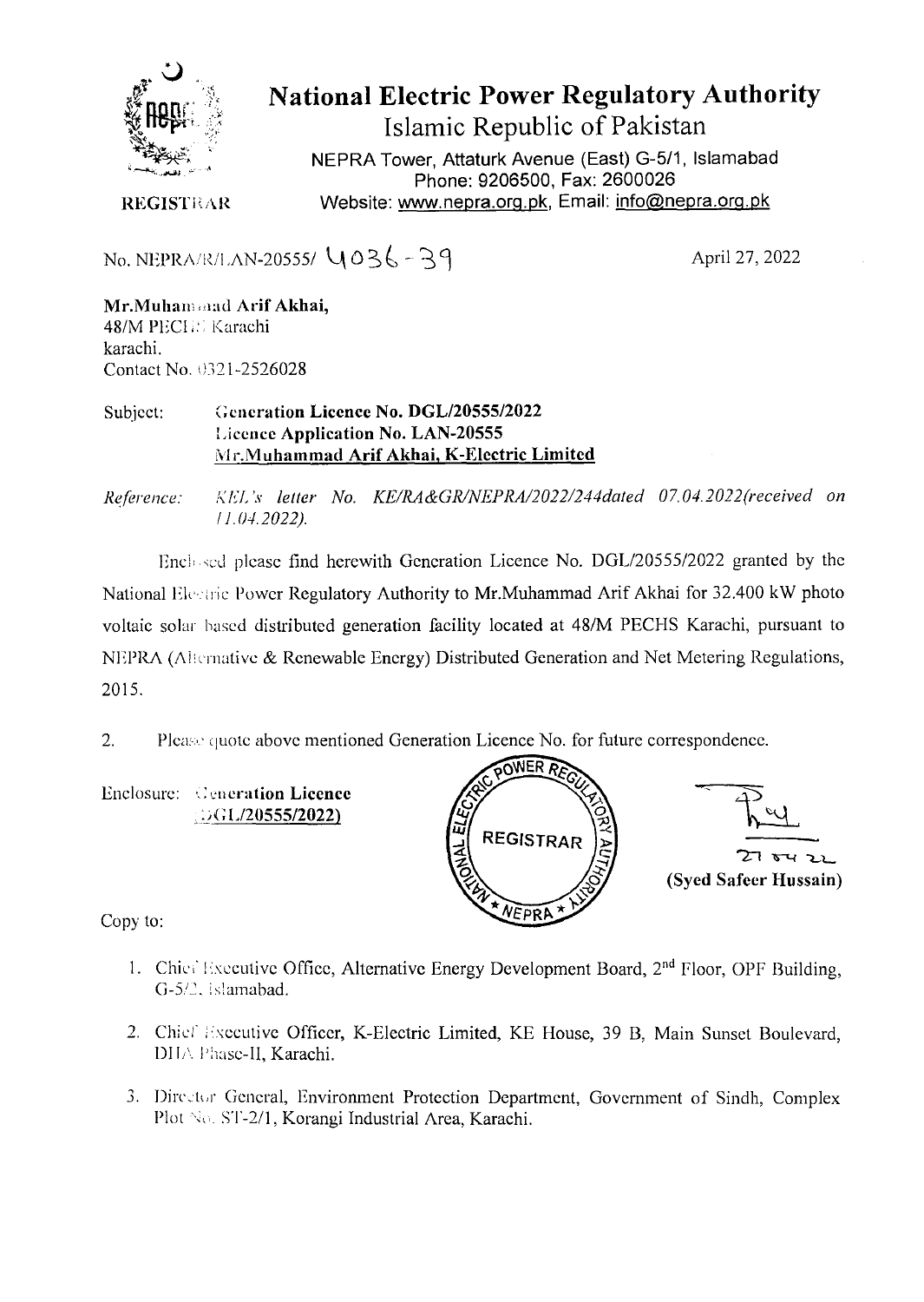# National Electric Power Regulatory Authority

## Islamic Republic of Pakistan

NEPRA Tower, Attaturk Avenue (East) G-5/1, Islamabad
Phone: 9206500, Fax: 2600026
Website: www.nepra.org.pk, Email: info@nepra.org.pk

REGISTRAR

No. NEPRA/R/LAN-20555/ 4036-39

April 27, 2022

**Mr.Muhammad Arif Akhai,**
48/M PECHS Karachi
karachi.
Contact No. 0321-2526028

Subject: **Generation Licence No. DGL/20555/2022**
**Licence Application No. LAN-20555**
**Mr.Muhammad Arif Akhai, K-Electric Limited**

*Reference: KEL's letter No. KE/RA&GR/NEPRA/2022/244dated 07.04.2022(received on 11.04.2022).*

Enclosed please find herewith Generation Licence No. DGL/20555/2022 granted by the National Electric Power Regulatory Authority to Mr.Muhammad Arif Akhai for 32.400 kW photo voltaic solar based distributed generation facility located at 48/M PECHS Karachi, pursuant to NEPRA (Alternative & Renewable Energy) Distributed Generation and Net Metering Regulations, 2015.

2. Please quote above mentioned Generation Licence No. for future correspondence.

Enclosure: **Generation Licence (DGL/20555/2022)**

REGISTRAR

27.04.22
**(Syed Safeer Hussain)**

Copy to:

1. Chief Executive Office, Alternative Energy Development Board, 2nd Floor, OPF Building, G-5/2, Islamabad.
2. Chief Executive Officer, K-Electric Limited, KE House, 39 B, Main Sunset Boulevard, DHA Phase-II, Karachi.
3. Director General, Environment Protection Department, Government of Sindh, Complex Plot No. ST-2/1, Korangi Industrial Area, Karachi.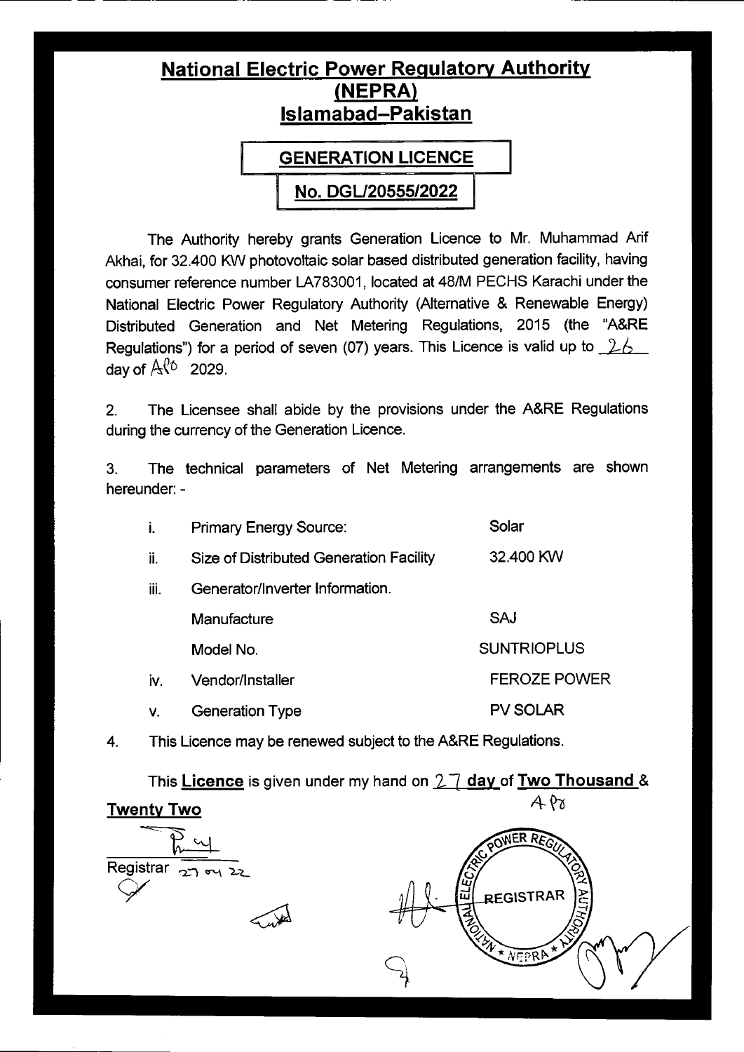# National Electric Power Regulatory Authority (NEPRA) Islamabad–Pakistan

## GENERATION LICENCE

## No. DGL/20555/2022

The Authority hereby grants Generation Licence to Mr. Muhammad Arif Akhai, for 32.400 KW photovoltaic solar based distributed generation facility, having consumer reference number LA783001, located at 48/M PECHS Karachi under the National Electric Power Regulatory Authority (Alternative & Renewable Energy) Distributed Generation and Net Metering Regulations, 2015 (the "A&RE Regulations") for a period of seven (07) years. This Licence is valid up to 26 day of Apr 2029.

2. The Licensee shall abide by the provisions under the A&RE Regulations during the currency of the Generation Licence.

3. The technical parameters of Net Metering arrangements are shown hereunder: -

| | | |
|---|---|---|
| i. | Primary Energy Source: | Solar |
| ii. | Size of Distributed Generation Facility | 32.400 KW |
| iii. | Generator/Inverter Information. | |
| | Manufacture | SAJ |
| | Model No. | SUNTRIOPLUS |
| iv. | Vendor/Installer | FEROZE POWER |
| v. | Generation Type | PV SOLAR |

4. This Licence may be renewed subject to the A&RE Regulations.

This **Licence** is given under my hand on 27 **day** of Apr **Two Thousand & Twenty Two**

Registrar 27-04-22

REGISTRAR
NATIONAL ELECTRIC POWER REGULATORY AUTHORITY ★ NEPRA ★